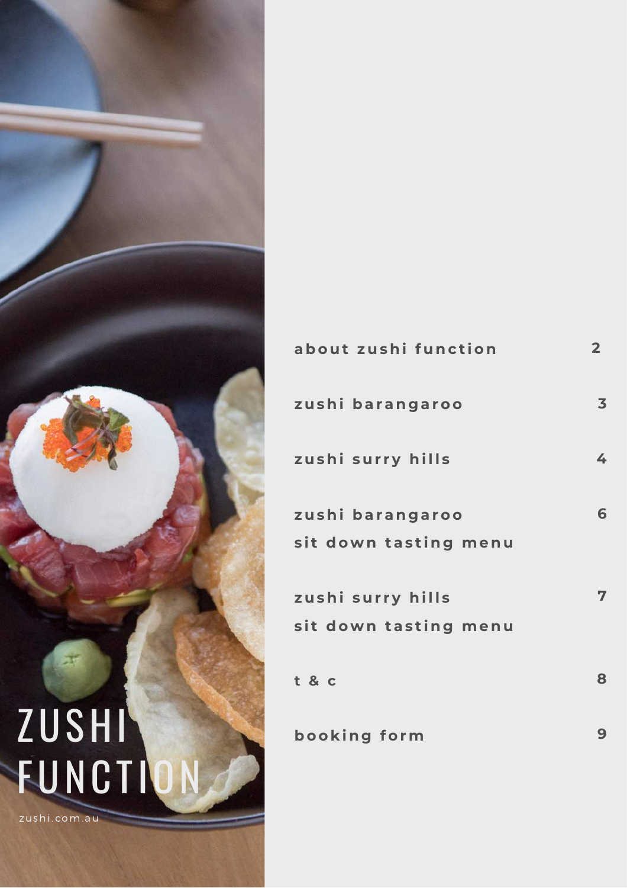# ZUSHI FUNCTION

zushi.com.au

| | |
|---|---|
| about zushi function | 2 |
| zushi barangaroo | 3 |
| zushi surry hills | 4 |
| zushi barangaroo sit down tasting menu | 6 |
| zushi surry hills sit down tasting menu | 7 |
| t & c | 8 |
| booking form | 9 |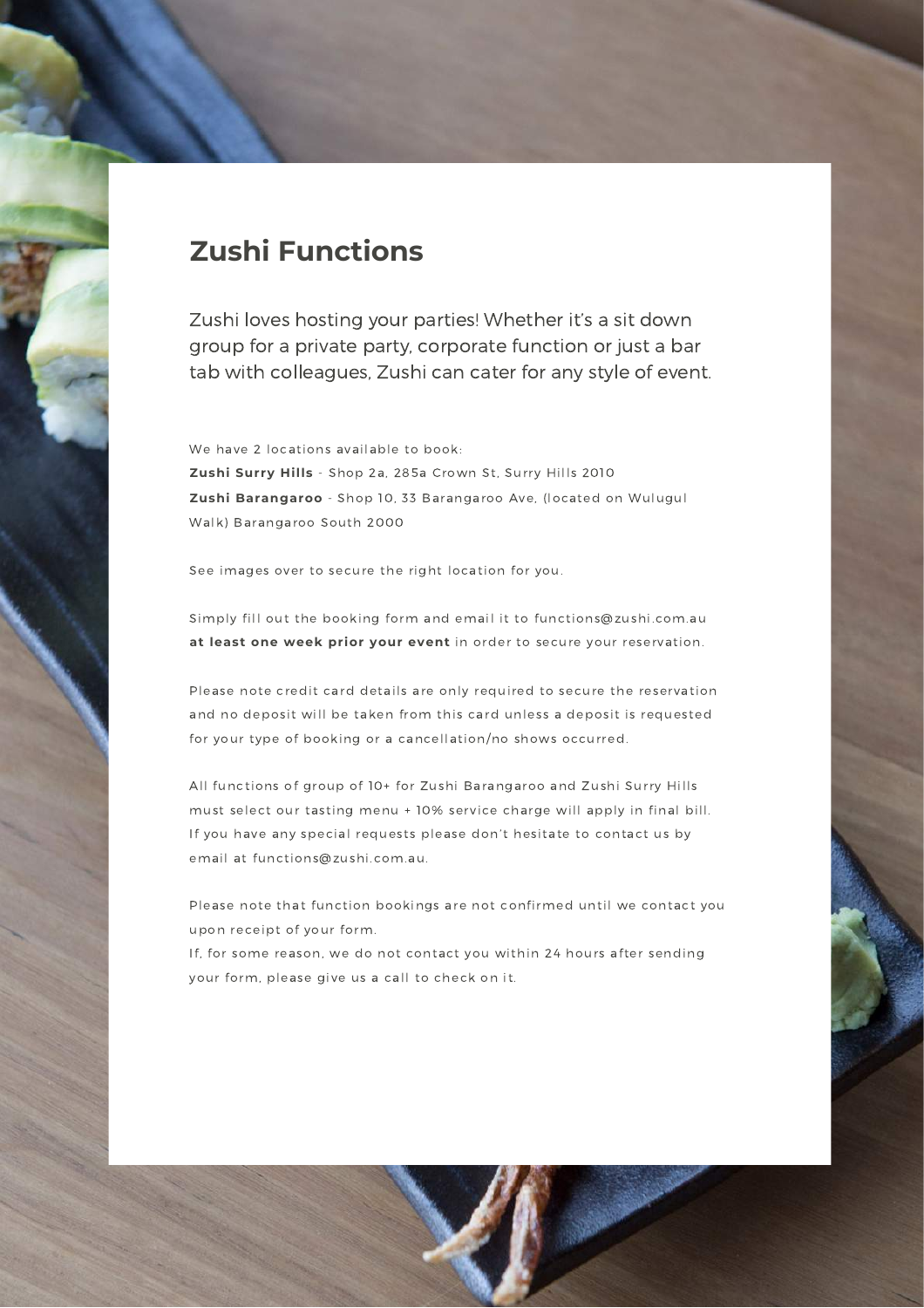# Zushi Functions

Zushi loves hosting your parties! Whether it's a sit down group for a private party, corporate function or just a bar tab with colleagues, Zushi can cater for any style of event.

We have 2 locations available to book:
**Zushi Surry Hills** - Shop 2a, 285a Crown St, Surry Hills 2010
**Zushi Barangaroo** - Shop 10, 33 Barangaroo Ave, (located on Wulugul Walk) Barangaroo South 2000

See images over to secure the right location for you.

Simply fill out the booking form and email it to functions@zushi.com.au **at least one week prior your event** in order to secure your reservation.

Please note credit card details are only required to secure the reservation and no deposit will be taken from this card unless a deposit is requested for your type of booking or a cancellation/no shows occurred.

All functions of group of 10+ for Zushi Barangaroo and Zushi Surry Hills must select our tasting menu + 10% service charge will apply in final bill.
If you have any special requests please don't hesitate to contact us by email at functions@zushi.com.au.

Please note that function bookings are not confirmed until we contact you upon receipt of your form.
If, for some reason, we do not contact you within 24 hours after sending your form, please give us a call to check on it.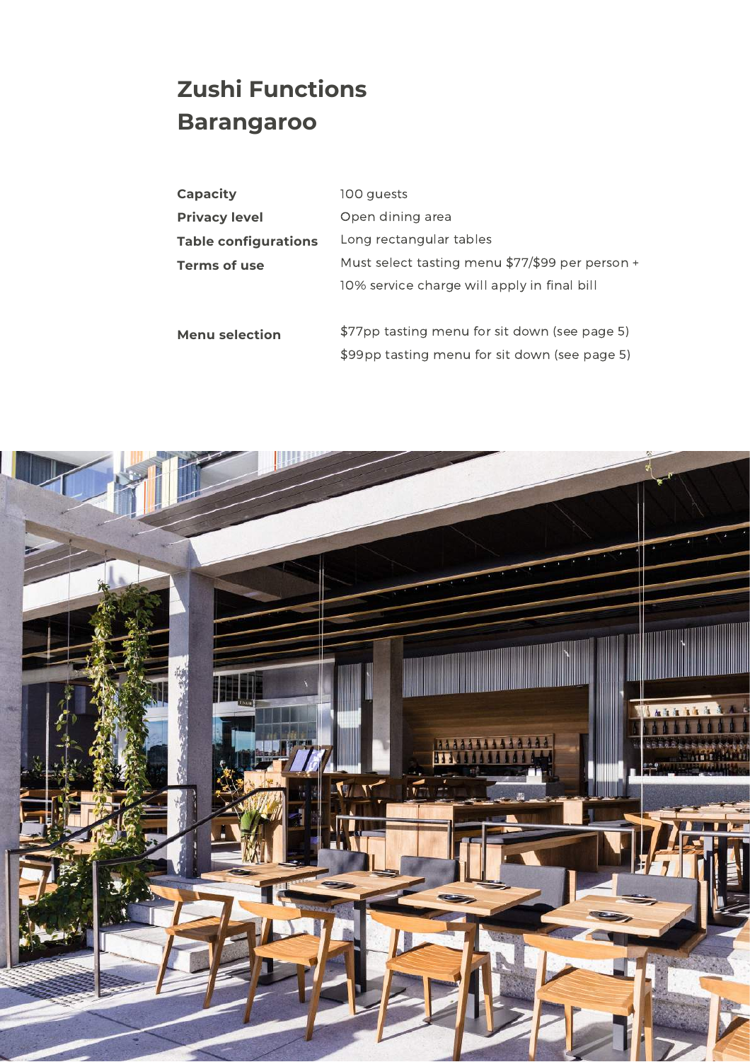# Zushi Functions Barangaroo

| | |
|---|---|
| **Capacity** | 100 guests |
| **Privacy level** | Open dining area |
| **Table configurations** | Long rectangular tables |
| **Terms of use** | Must select tasting menu $77/$99 per person + 10% service charge will apply in final bill |
| **Menu selection** | $77pp tasting menu for sit down (see page 5)<br>$99pp tasting menu for sit down (see page 5) |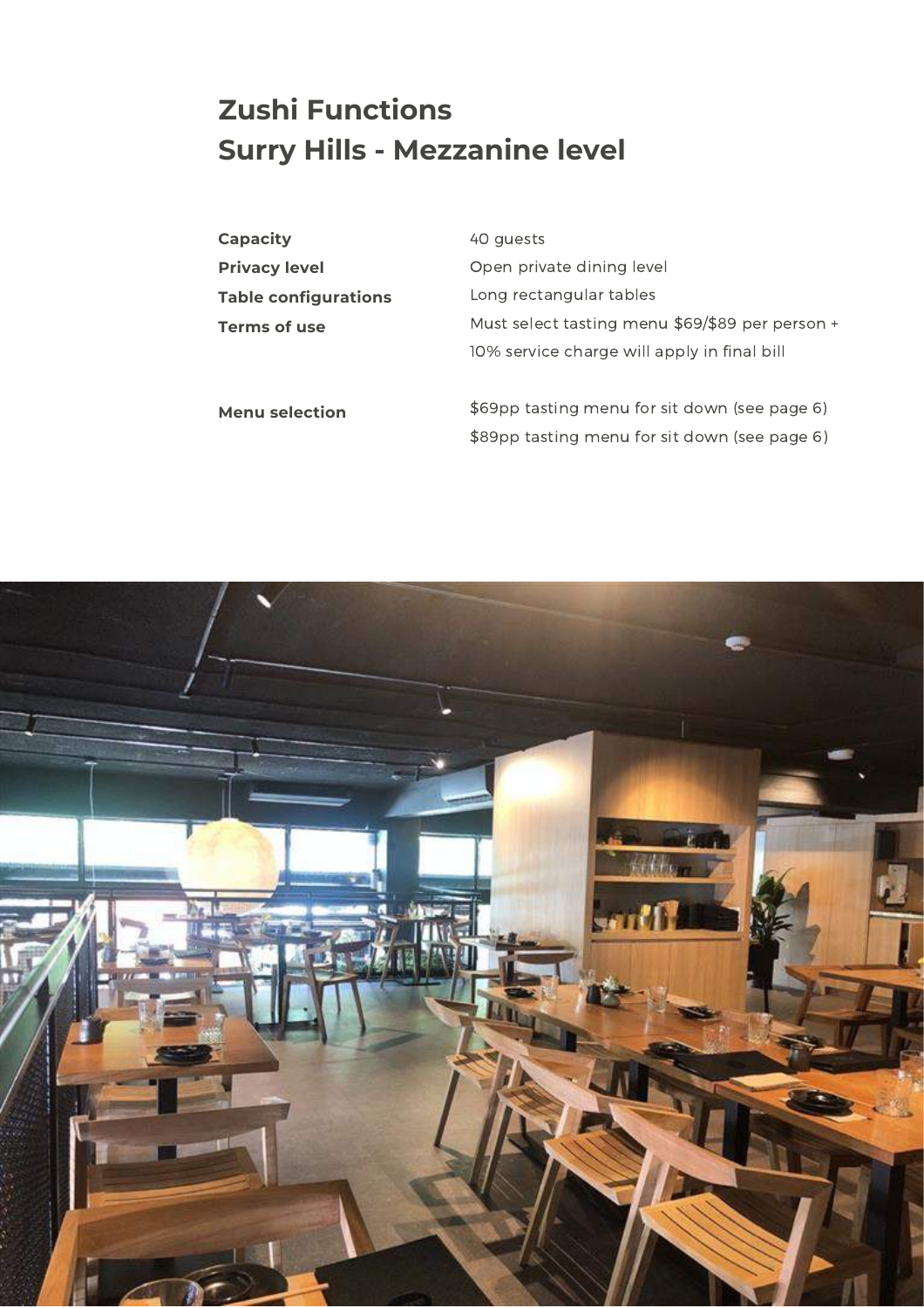# Zushi Functions
# Surry Hills - Mezzanine level

| | |
|---|---|
| **Capacity** | 40 guests |
| **Privacy level** | Open private dining level |
| **Table configurations** | Long rectangular tables |
| **Terms of use** | Must select tasting menu $69/$89 per person + 10% service charge will apply in final bill |
| **Menu selection** | $69pp tasting menu for sit down (see page 6)<br>$89pp tasting menu for sit down (see page 6) |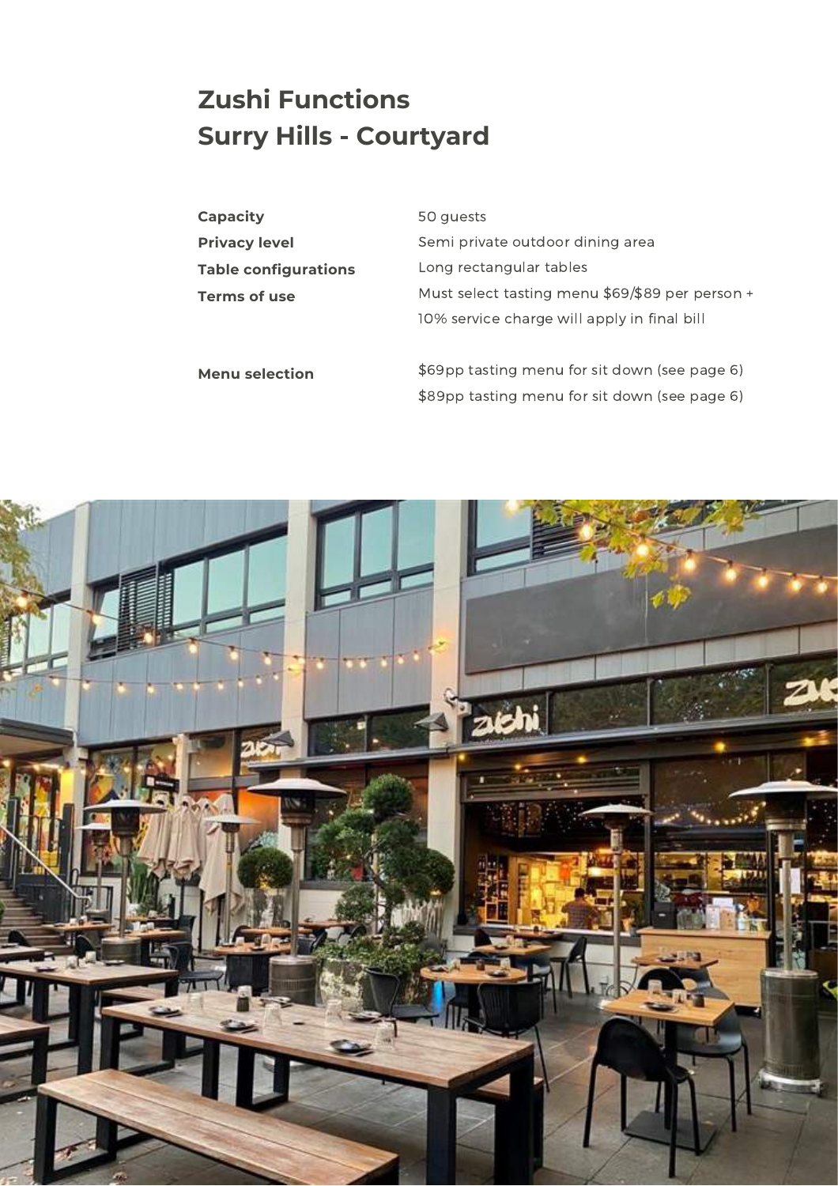# Zushi Functions
# Surry Hills - Courtyard

| | |
|---|---|
| **Capacity** | 50 guests |
| **Privacy level** | Semi private outdoor dining area |
| **Table configurations** | Long rectangular tables |
| **Terms of use** | Must select tasting menu $69/$89 per person + 10% service charge will apply in final bill |
| **Menu selection** | $69pp tasting menu for sit down (see page 6)<br>$89pp tasting menu for sit down (see page 6) |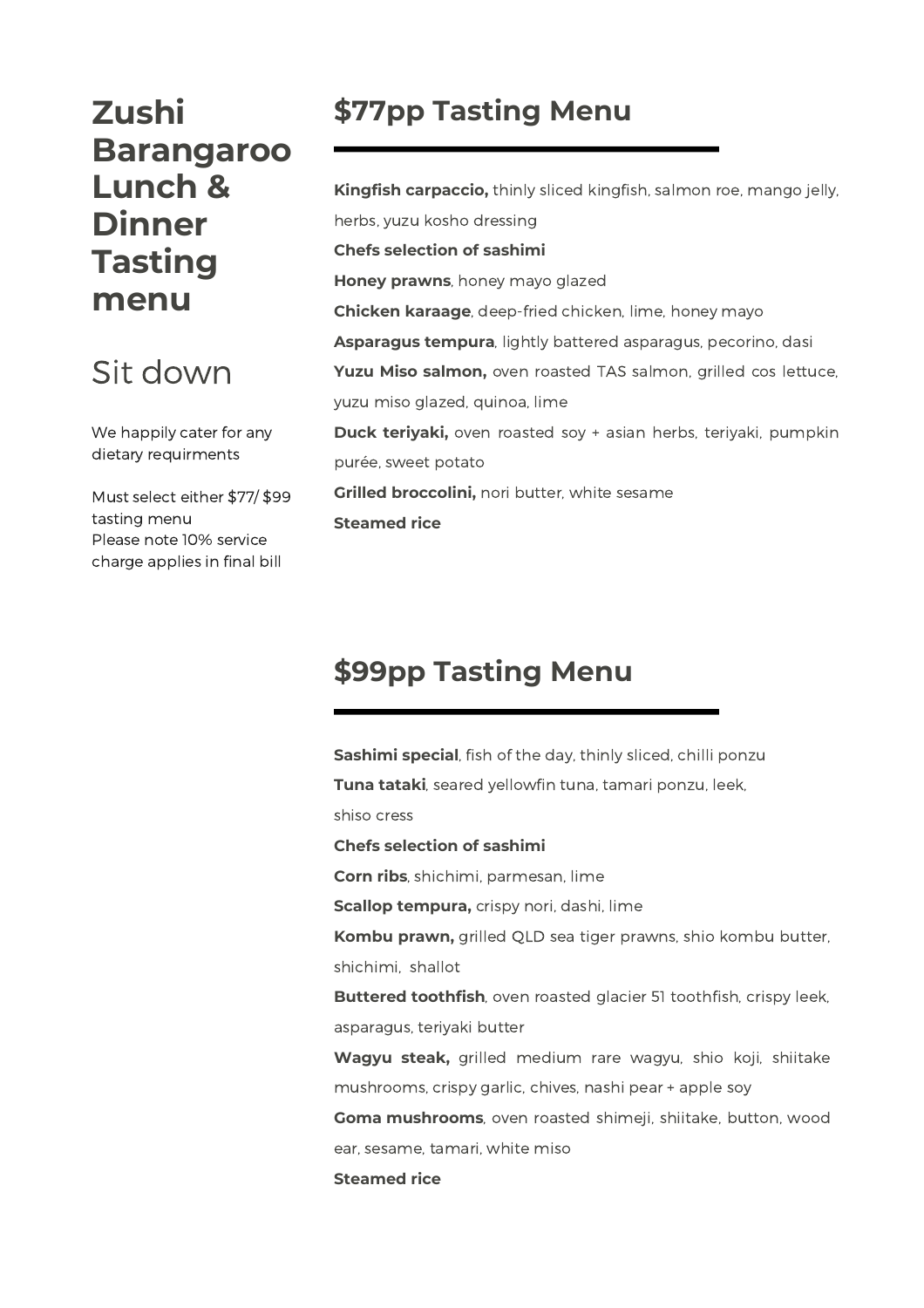# Zushi Barangaroo Lunch & Dinner Tasting menu

## Sit down

We happily cater for any dietary requirments

Must select either $77/ $99 tasting menu
Please note 10% service charge applies in final bill

## $77pp Tasting Menu

**Kingfish carpaccio,** thinly sliced kingfish, salmon roe, mango jelly, herbs, yuzu kosho dressing

**Chefs selection of sashimi**

**Honey prawns**, honey mayo glazed

**Chicken karaage**, deep-fried chicken, lime, honey mayo

**Asparagus tempura**, lightly battered asparagus, pecorino, dasi

**Yuzu Miso salmon,** oven roasted TAS salmon, grilled cos lettuce, yuzu miso glazed, quinoa, lime

**Duck teriyaki,** oven roasted soy + asian herbs, teriyaki, pumpkin purée, sweet potato

**Grilled broccolini,** nori butter, white sesame

**Steamed rice**

## $99pp Tasting Menu

**Sashimi special**, fish of the day, thinly sliced, chilli ponzu

**Tuna tataki**, seared yellowfin tuna, tamari ponzu, leek, shiso cress

**Chefs selection of sashimi**

**Corn ribs**, shichimi, parmesan, lime

**Scallop tempura,** crispy nori, dashi, lime

**Kombu prawn,** grilled QLD sea tiger prawns, shio kombu butter, shichimi, shallot

**Buttered toothfish**, oven roasted glacier 51 toothfish, crispy leek, asparagus, teriyaki butter

**Wagyu steak,** grilled medium rare wagyu, shio koji, shiitake mushrooms, crispy garlic, chives, nashi pear + apple soy

**Goma mushrooms**, oven roasted shimeji, shiitake, button, wood ear, sesame, tamari, white miso

**Steamed rice**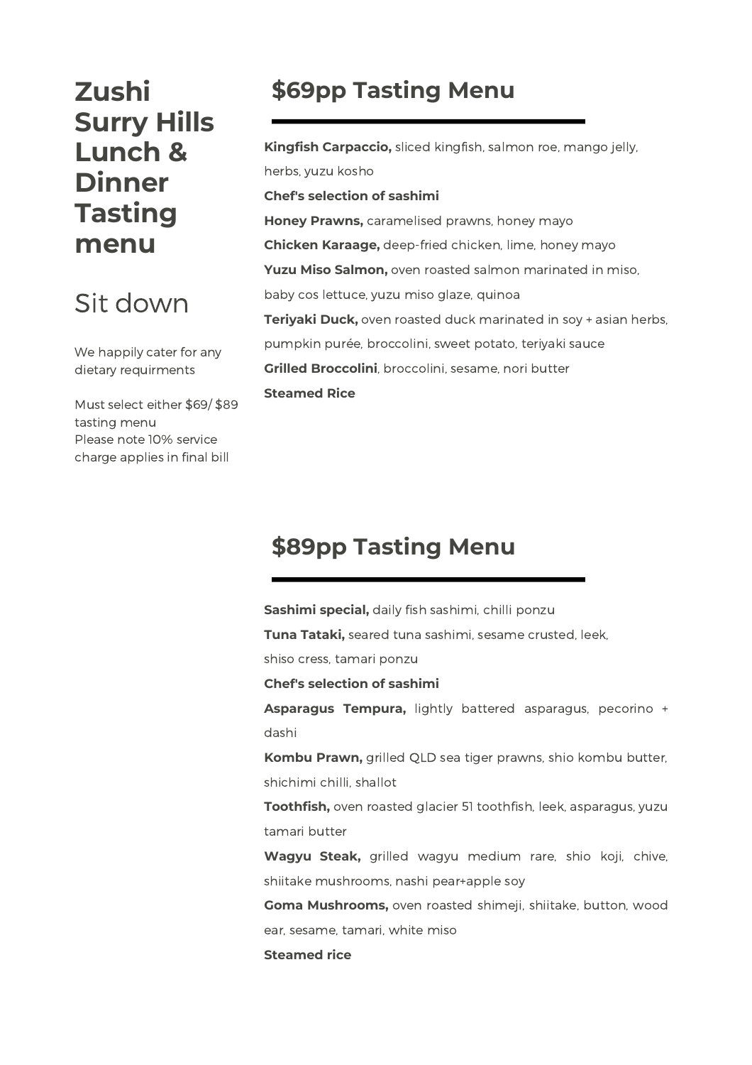# Zushi Surry Hills Lunch & Dinner Tasting menu

## Sit down

We happily cater for any dietary requirments

Must select either $69/ $89 tasting menu
Please note 10% service charge applies in final bill

## $69pp Tasting Menu

**Kingfish Carpaccio,** sliced kingfish, salmon roe, mango jelly, herbs, yuzu kosho

**Chef's selection of sashimi**

**Honey Prawns,** caramelised prawns, honey mayo

**Chicken Karaage,** deep-fried chicken, lime, honey mayo

**Yuzu Miso Salmon,** oven roasted salmon marinated in miso, baby cos lettuce, yuzu miso glaze, quinoa

**Teriyaki Duck,** oven roasted duck marinated in soy + asian herbs, pumpkin purée, broccolini, sweet potato, teriyaki sauce

**Grilled Broccolini**, broccolini, sesame, nori butter

**Steamed Rice**

## $89pp Tasting Menu

**Sashimi special,** daily fish sashimi, chilli ponzu

**Tuna Tataki,** seared tuna sashimi, sesame crusted, leek, shiso cress, tamari ponzu

**Chef's selection of sashimi**

**Asparagus Tempura,** lightly battered asparagus, pecorino + dashi

**Kombu Prawn,** grilled QLD sea tiger prawns, shio kombu butter, shichimi chilli, shallot

**Toothfish,** oven roasted glacier 51 toothfish, leek, asparagus, yuzu tamari butter

**Wagyu Steak,** grilled wagyu medium rare, shio koji, chive, shiitake mushrooms, nashi pear+apple soy

**Goma Mushrooms,** oven roasted shimeji, shiitake, button, wood ear, sesame, tamari, white miso

**Steamed rice**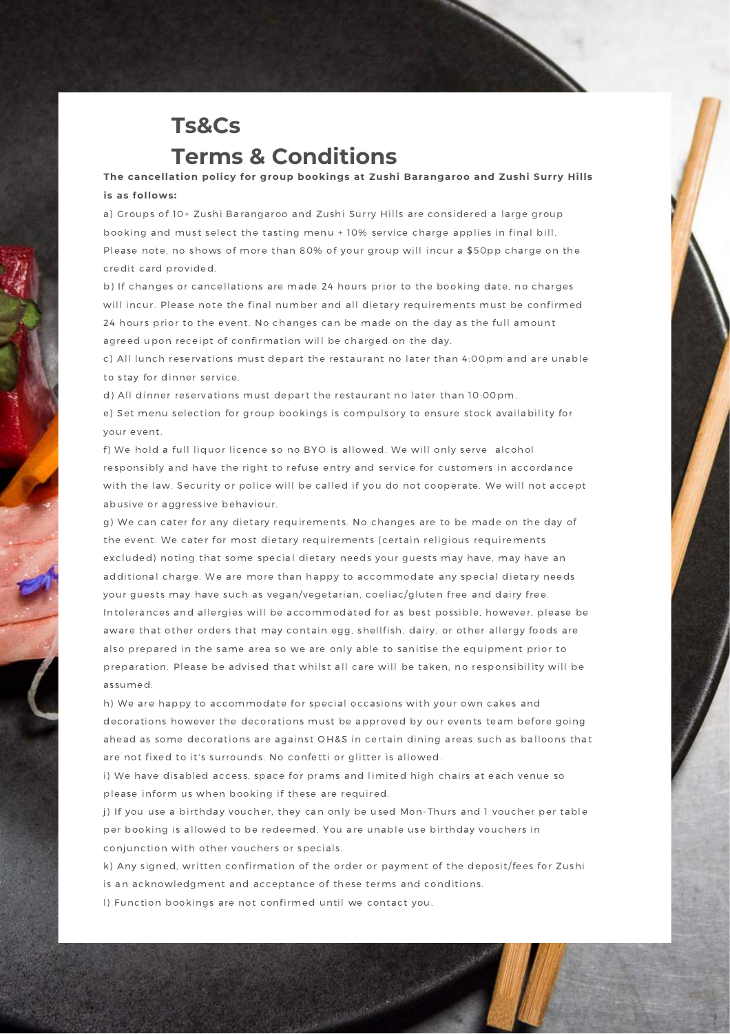# Ts&Cs

# Terms & Conditions

**The cancellation policy for group bookings at Zushi Barangaroo and Zushi Surry Hills is as follows:**

a) Groups of 10+ Zushi Barangaroo and Zushi Surry Hills are considered a large group booking and must select the tasting menu + 10% service charge applies in final bill. Please note, no shows of more than 80% of your group will incur a $50pp charge on the credit card provided.

b) If changes or cancellations are made 24 hours prior to the booking date, no charges will incur. Please note the final number and all dietary requirements must be confirmed 24 hours prior to the event. No changes can be made on the day as the full amount agreed upon receipt of confirmation will be charged on the day.

c) All lunch reservations must depart the restaurant no later than 4:00pm and are unable to stay for dinner service.

d) All dinner reservations must depart the restaurant no later than 10:00pm.

e) Set menu selection for group bookings is compulsory to ensure stock availability for your event.

f) We hold a full liquor licence so no BYO is allowed. We will only serve alcohol responsibly and have the right to refuse entry and service for customers in accordance with the law. Security or police will be called if you do not cooperate. We will not accept abusive or aggressive behaviour.

g) We can cater for any dietary requirements. No changes are to be made on the day of the event. We cater for most dietary requirements (certain religious requirements excluded) noting that some special dietary needs your guests may have, may have an additional charge. We are more than happy to accommodate any special dietary needs your guests may have such as vegan/vegetarian, coeliac/gluten free and dairy free. Intolerances and allergies will be accommodated for as best possible, however, please be aware that other orders that may contain egg, shellfish, dairy, or other allergy foods are also prepared in the same area so we are only able to sanitise the equipment prior to preparation. Please be advised that whilst all care will be taken, no responsibility will be assumed.

h) We are happy to accommodate for special occasions with your own cakes and decorations however the decorations must be approved by our events team before going ahead as some decorations are against OH&S in certain dining areas such as balloons that are not fixed to it's surrounds. No confetti or glitter is allowed.

i) We have disabled access, space for prams and limited high chairs at each venue so please inform us when booking if these are required.

j) If you use a birthday voucher, they can only be used Mon-Thurs and 1 voucher per table per booking is allowed to be redeemed. You are unable use birthday vouchers in conjunction with other vouchers or specials.

k) Any signed, written confirmation of the order or payment of the deposit/fees for Zushi is an acknowledgment and acceptance of these terms and conditions.

l) Function bookings are not confirmed until we contact you.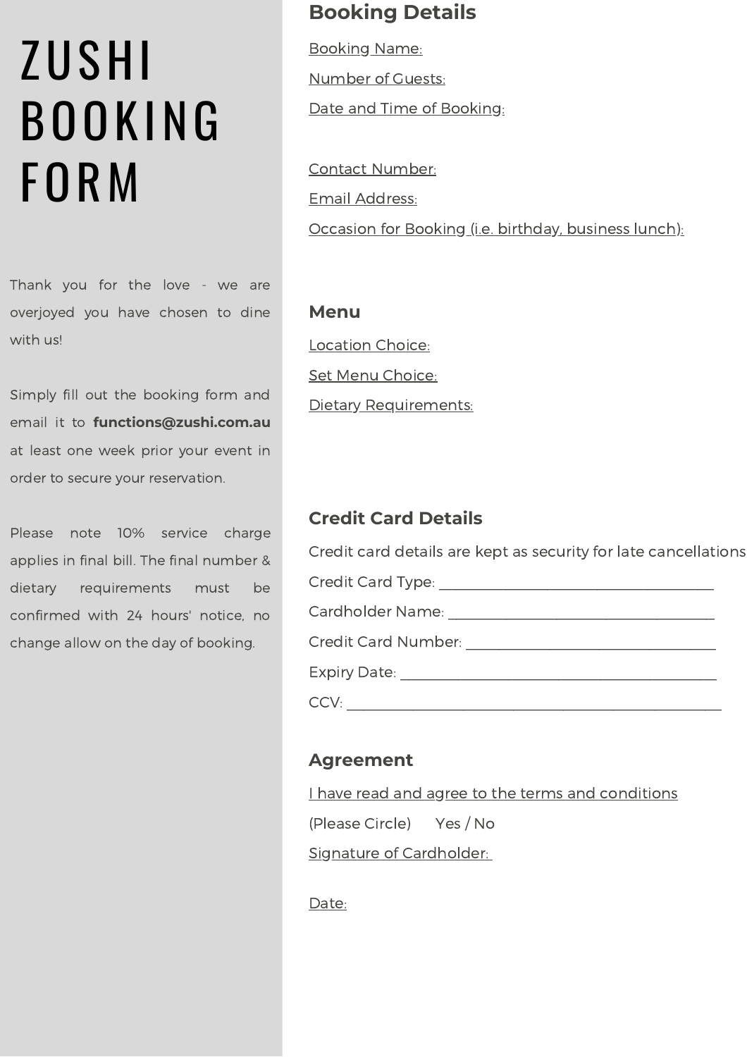# ZUSHI BOOKING FORM

Thank you for the love - we are overjoyed you have chosen to dine with us!

Simply fill out the booking form and email it to **functions@zushi.com.au** at least one week prior your event in order to secure your reservation.

Please note 10% service charge applies in final bill. The final number & dietary requirements must be confirmed with 24 hours' notice, no change allow on the day of booking.

## Booking Details

Booking Name:

Number of Guests:

Date and Time of Booking:

Contact Number:

Email Address:

Occasion for Booking (i.e. birthday, business lunch):

## Menu

Location Choice:

Set Menu Choice:

Dietary Requirements:

## Credit Card Details

Credit card details are kept as security for late cancellations

Credit Card Type: ___________________________________

Cardholder Name: ___________________________________

Credit Card Number: ________________________________

Expiry Date: ________________________________________

CCV: ______________________________________________

## Agreement

I have read and agree to the terms and conditions

(Please Circle) Yes / No

Signature of Cardholder:

Date: